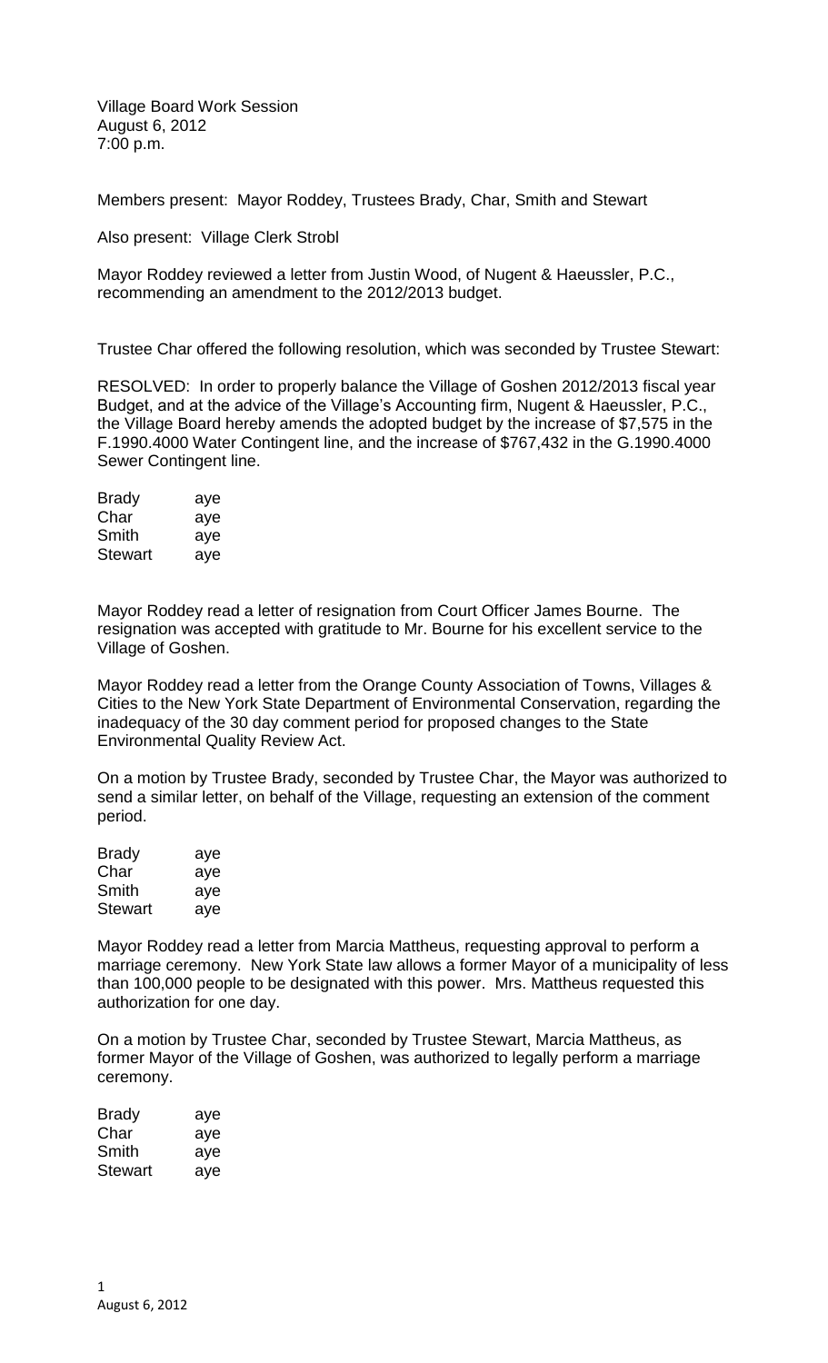Village Board Work Session
August 6, 2012
7:00 p.m.

Members present: Mayor Roddey, Trustees Brady, Char, Smith and Stewart

Also present: Village Clerk Strobl

Mayor Roddey reviewed a letter from Justin Wood, of Nugent & Haeussler, P.C., recommending an amendment to the 2012/2013 budget.

Trustee Char offered the following resolution, which was seconded by Trustee Stewart:

RESOLVED: In order to properly balance the Village of Goshen 2012/2013 fiscal year Budget, and at the advice of the Village's Accounting firm, Nugent & Haeussler, P.C., the Village Board hereby amends the adopted budget by the increase of $7,575 in the F.1990.4000 Water Contingent line, and the increase of $767,432 in the G.1990.4000 Sewer Contingent line.

| | |
|---|---|
| Brady | aye |
| Char | aye |
| Smith | aye |
| Stewart | aye |

Mayor Roddey read a letter of resignation from Court Officer James Bourne. The resignation was accepted with gratitude to Mr. Bourne for his excellent service to the Village of Goshen.

Mayor Roddey read a letter from the Orange County Association of Towns, Villages & Cities to the New York State Department of Environmental Conservation, regarding the inadequacy of the 30 day comment period for proposed changes to the State Environmental Quality Review Act.

On a motion by Trustee Brady, seconded by Trustee Char, the Mayor was authorized to send a similar letter, on behalf of the Village, requesting an extension of the comment period.

| | |
|---|---|
| Brady | aye |
| Char | aye |
| Smith | aye |
| Stewart | aye |

Mayor Roddey read a letter from Marcia Mattheus, requesting approval to perform a marriage ceremony. New York State law allows a former Mayor of a municipality of less than 100,000 people to be designated with this power. Mrs. Mattheus requested this authorization for one day.

On a motion by Trustee Char, seconded by Trustee Stewart, Marcia Mattheus, as former Mayor of the Village of Goshen, was authorized to legally perform a marriage ceremony.

| | |
|---|---|
| Brady | aye |
| Char | aye |
| Smith | aye |
| Stewart | aye |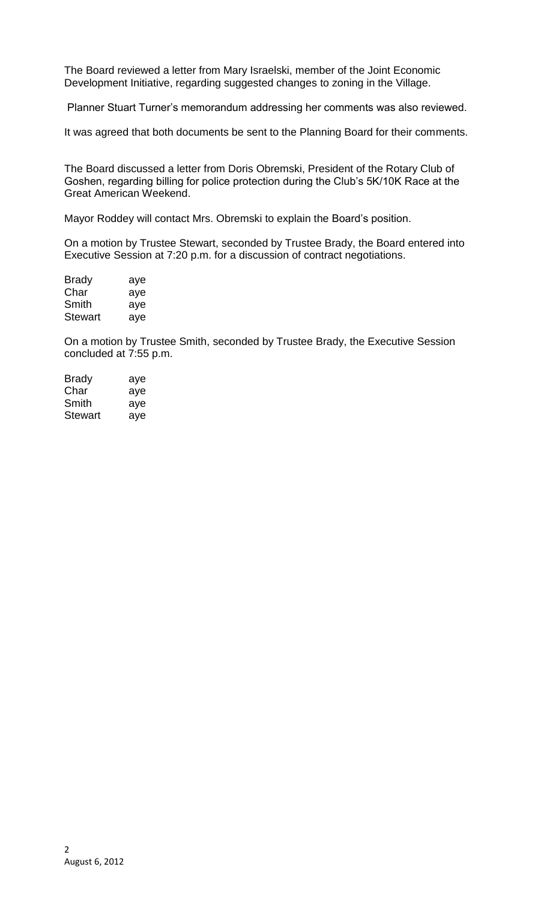The Board reviewed a letter from Mary Israelski, member of the Joint Economic Development Initiative, regarding suggested changes to zoning in the Village.

Planner Stuart Turner's memorandum addressing her comments was also reviewed.

It was agreed that both documents be sent to the Planning Board for their comments.

The Board discussed a letter from Doris Obremski, President of the Rotary Club of Goshen, regarding billing for police protection during the Club's 5K/10K Race at the Great American Weekend.

Mayor Roddey will contact Mrs. Obremski to explain the Board's position.

On a motion by Trustee Stewart, seconded by Trustee Brady, the Board entered into Executive Session at 7:20 p.m. for a discussion of contract negotiations.

| | |
|---|---|
| Brady | aye |
| Char | aye |
| Smith | aye |
| Stewart | aye |

On a motion by Trustee Smith, seconded by Trustee Brady, the Executive Session concluded at 7:55 p.m.

| | |
|---|---|
| Brady | aye |
| Char | aye |
| Smith | aye |
| Stewart | aye |

August 6, 2012